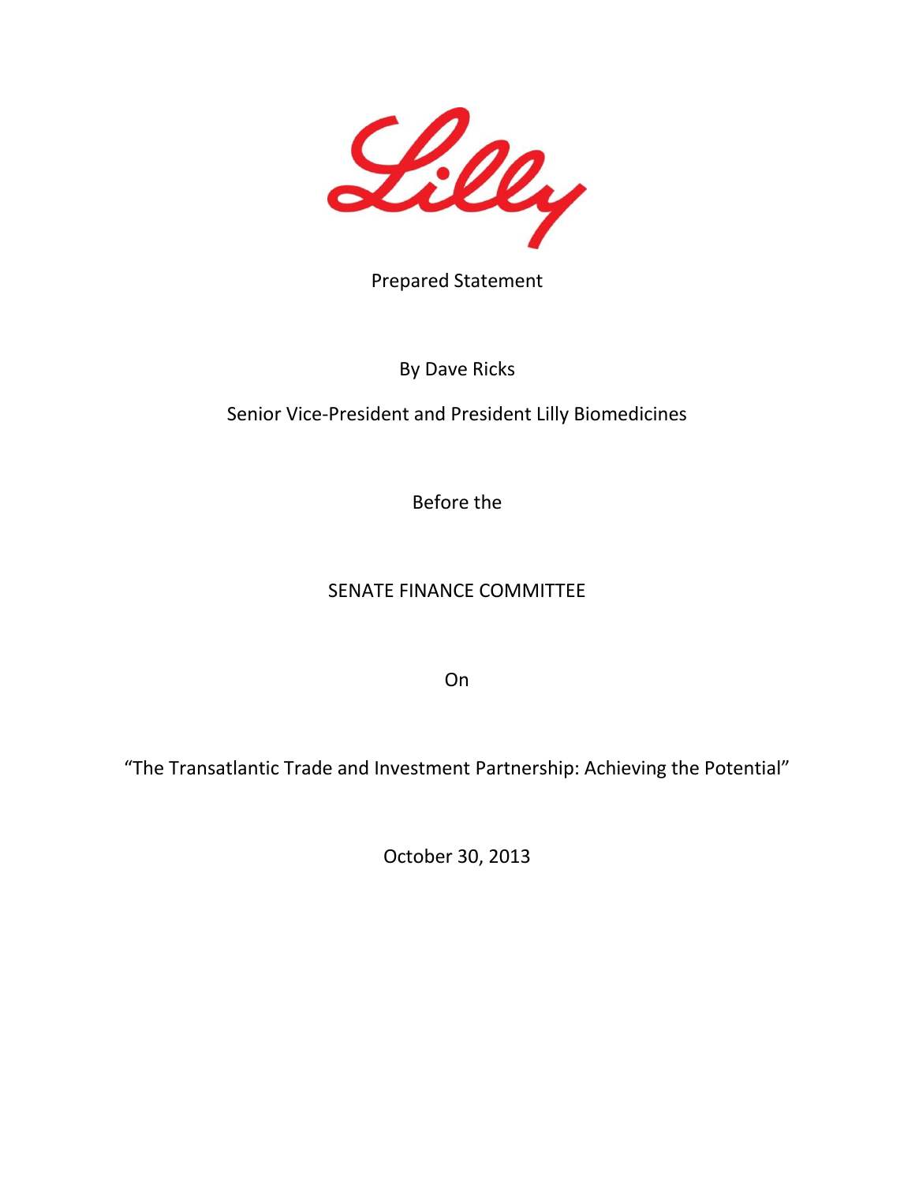Lilly

Prepared Statement

By Dave Ricks

Senior Vice-President and President Lilly Biomedicines

Before the

SENATE FINANCE COMMITTEE

On

“The Transatlantic Trade and Investment Partnership: Achieving the Potential”

October 30, 2013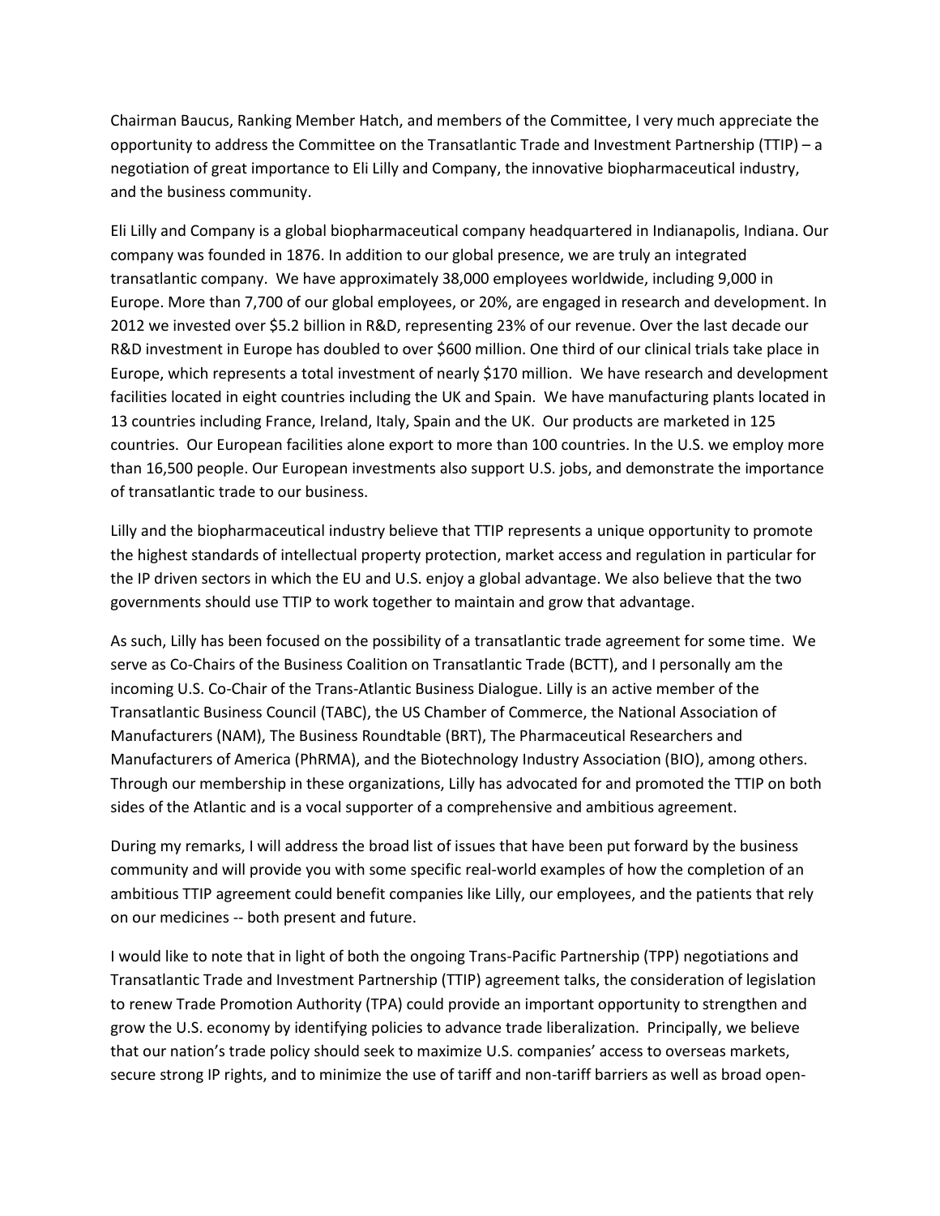Chairman Baucus, Ranking Member Hatch, and members of the Committee, I very much appreciate the opportunity to address the Committee on the Transatlantic Trade and Investment Partnership (TTIP) – a negotiation of great importance to Eli Lilly and Company, the innovative biopharmaceutical industry, and the business community.

Eli Lilly and Company is a global biopharmaceutical company headquartered in Indianapolis, Indiana. Our company was founded in 1876. In addition to our global presence, we are truly an integrated transatlantic company. We have approximately 38,000 employees worldwide, including 9,000 in Europe. More than 7,700 of our global employees, or 20%, are engaged in research and development. In 2012 we invested over $5.2 billion in R&D, representing 23% of our revenue. Over the last decade our R&D investment in Europe has doubled to over $600 million. One third of our clinical trials take place in Europe, which represents a total investment of nearly $170 million. We have research and development facilities located in eight countries including the UK and Spain. We have manufacturing plants located in 13 countries including France, Ireland, Italy, Spain and the UK. Our products are marketed in 125 countries. Our European facilities alone export to more than 100 countries. In the U.S. we employ more than 16,500 people. Our European investments also support U.S. jobs, and demonstrate the importance of transatlantic trade to our business.

Lilly and the biopharmaceutical industry believe that TTIP represents a unique opportunity to promote the highest standards of intellectual property protection, market access and regulation in particular for the IP driven sectors in which the EU and U.S. enjoy a global advantage. We also believe that the two governments should use TTIP to work together to maintain and grow that advantage.

As such, Lilly has been focused on the possibility of a transatlantic trade agreement for some time. We serve as Co-Chairs of the Business Coalition on Transatlantic Trade (BCTT), and I personally am the incoming U.S. Co-Chair of the Trans-Atlantic Business Dialogue. Lilly is an active member of the Transatlantic Business Council (TABC), the US Chamber of Commerce, the National Association of Manufacturers (NAM), The Business Roundtable (BRT), The Pharmaceutical Researchers and Manufacturers of America (PhRMA), and the Biotechnology Industry Association (BIO), among others. Through our membership in these organizations, Lilly has advocated for and promoted the TTIP on both sides of the Atlantic and is a vocal supporter of a comprehensive and ambitious agreement.

During my remarks, I will address the broad list of issues that have been put forward by the business community and will provide you with some specific real-world examples of how the completion of an ambitious TTIP agreement could benefit companies like Lilly, our employees, and the patients that rely on our medicines -- both present and future.

I would like to note that in light of both the ongoing Trans-Pacific Partnership (TPP) negotiations and Transatlantic Trade and Investment Partnership (TTIP) agreement talks, the consideration of legislation to renew Trade Promotion Authority (TPA) could provide an important opportunity to strengthen and grow the U.S. economy by identifying policies to advance trade liberalization. Principally, we believe that our nation's trade policy should seek to maximize U.S. companies' access to overseas markets, secure strong IP rights, and to minimize the use of tariff and non-tariff barriers as well as broad open-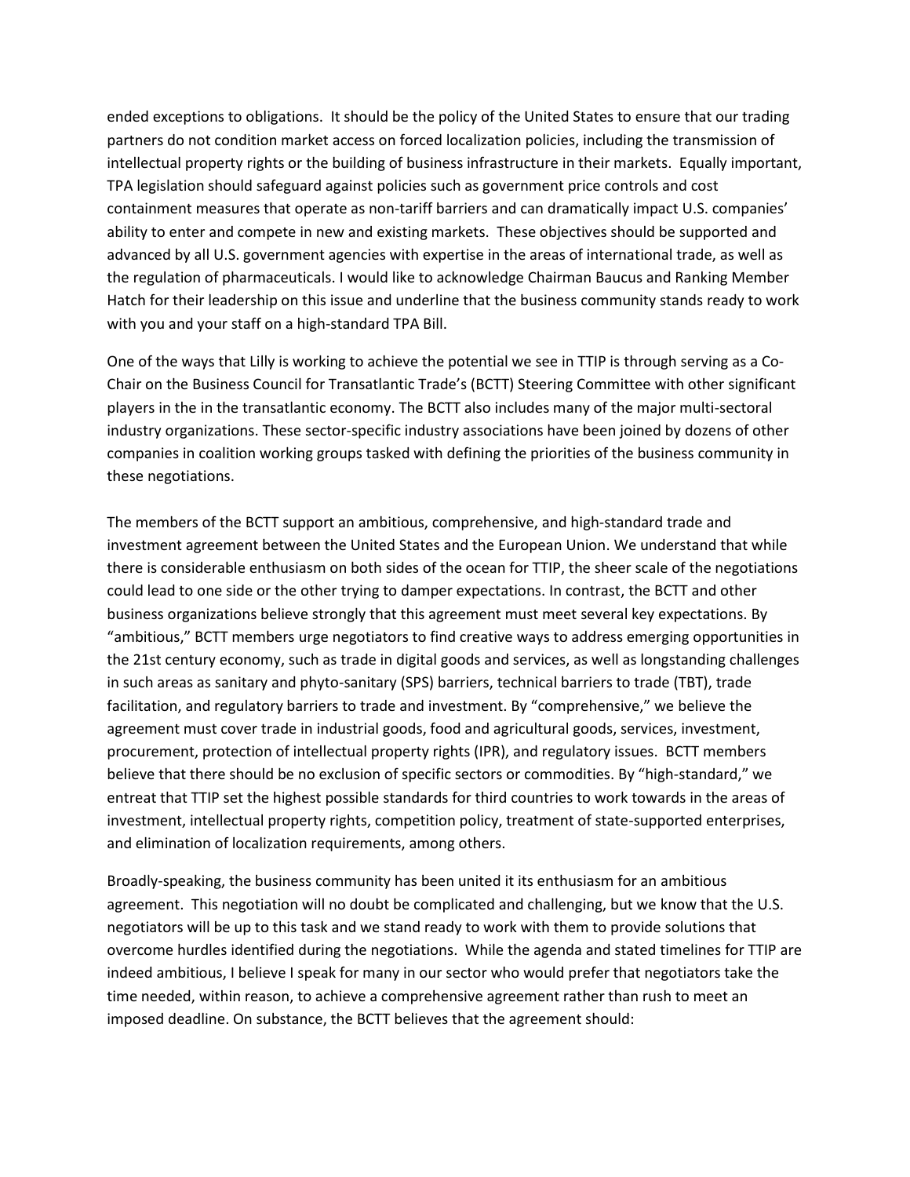ended exceptions to obligations. It should be the policy of the United States to ensure that our trading partners do not condition market access on forced localization policies, including the transmission of intellectual property rights or the building of business infrastructure in their markets. Equally important, TPA legislation should safeguard against policies such as government price controls and cost containment measures that operate as non-tariff barriers and can dramatically impact U.S. companies' ability to enter and compete in new and existing markets. These objectives should be supported and advanced by all U.S. government agencies with expertise in the areas of international trade, as well as the regulation of pharmaceuticals. I would like to acknowledge Chairman Baucus and Ranking Member Hatch for their leadership on this issue and underline that the business community stands ready to work with you and your staff on a high-standard TPA Bill.

One of the ways that Lilly is working to achieve the potential we see in TTIP is through serving as a Co-Chair on the Business Council for Transatlantic Trade's (BCTT) Steering Committee with other significant players in the in the transatlantic economy. The BCTT also includes many of the major multi-sectoral industry organizations. These sector-specific industry associations have been joined by dozens of other companies in coalition working groups tasked with defining the priorities of the business community in these negotiations.

The members of the BCTT support an ambitious, comprehensive, and high-standard trade and investment agreement between the United States and the European Union. We understand that while there is considerable enthusiasm on both sides of the ocean for TTIP, the sheer scale of the negotiations could lead to one side or the other trying to damper expectations. In contrast, the BCTT and other business organizations believe strongly that this agreement must meet several key expectations. By "ambitious," BCTT members urge negotiators to find creative ways to address emerging opportunities in the 21st century economy, such as trade in digital goods and services, as well as longstanding challenges in such areas as sanitary and phyto-sanitary (SPS) barriers, technical barriers to trade (TBT), trade facilitation, and regulatory barriers to trade and investment. By "comprehensive," we believe the agreement must cover trade in industrial goods, food and agricultural goods, services, investment, procurement, protection of intellectual property rights (IPR), and regulatory issues. BCTT members believe that there should be no exclusion of specific sectors or commodities. By "high-standard," we entreat that TTIP set the highest possible standards for third countries to work towards in the areas of investment, intellectual property rights, competition policy, treatment of state-supported enterprises, and elimination of localization requirements, among others.

Broadly-speaking, the business community has been united it its enthusiasm for an ambitious agreement. This negotiation will no doubt be complicated and challenging, but we know that the U.S. negotiators will be up to this task and we stand ready to work with them to provide solutions that overcome hurdles identified during the negotiations. While the agenda and stated timelines for TTIP are indeed ambitious, I believe I speak for many in our sector who would prefer that negotiators take the time needed, within reason, to achieve a comprehensive agreement rather than rush to meet an imposed deadline. On substance, the BCTT believes that the agreement should: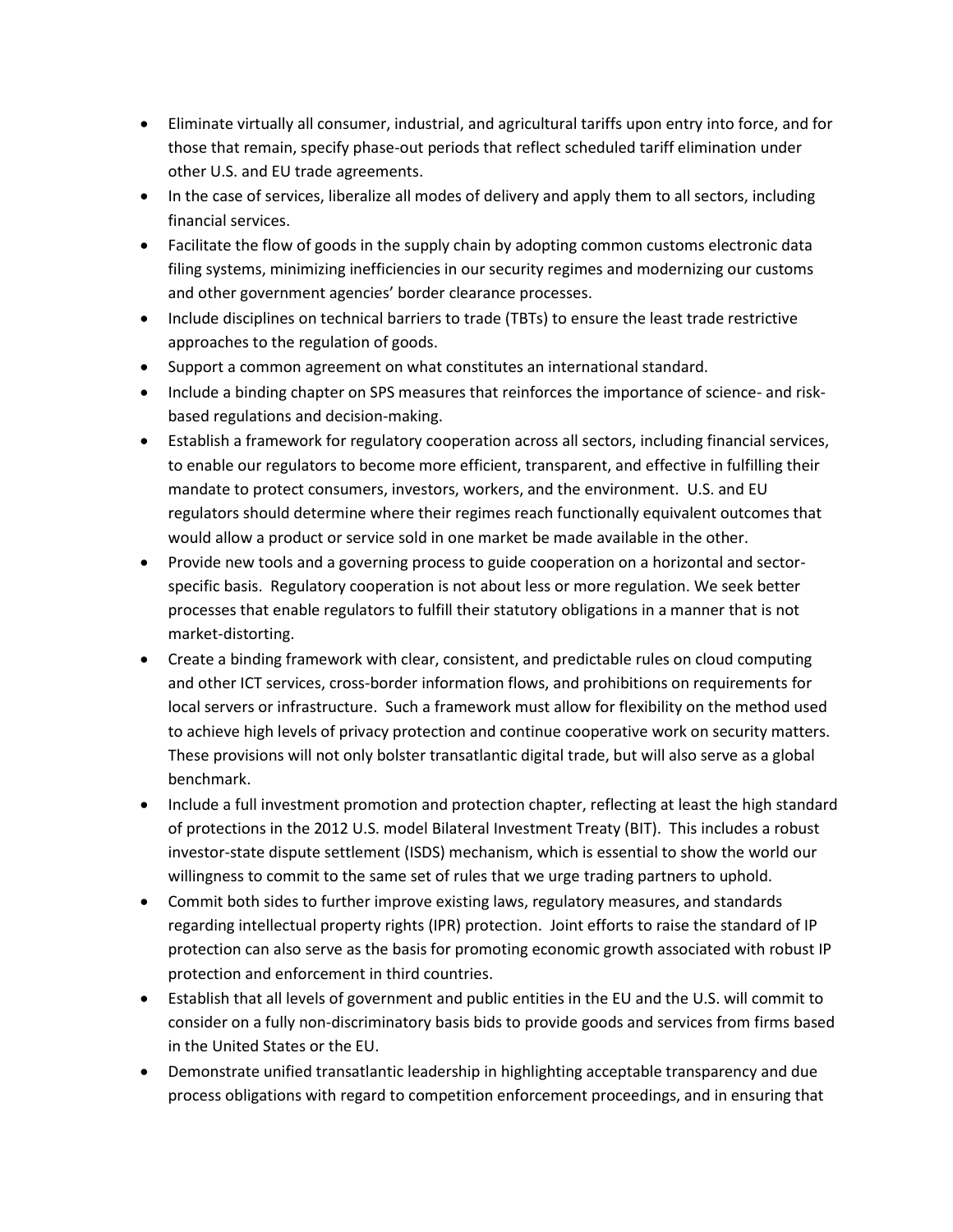- Eliminate virtually all consumer, industrial, and agricultural tariffs upon entry into force, and for those that remain, specify phase-out periods that reflect scheduled tariff elimination under other U.S. and EU trade agreements.
- In the case of services, liberalize all modes of delivery and apply them to all sectors, including financial services.
- Facilitate the flow of goods in the supply chain by adopting common customs electronic data filing systems, minimizing inefficiencies in our security regimes and modernizing our customs and other government agencies' border clearance processes.
- Include disciplines on technical barriers to trade (TBTs) to ensure the least trade restrictive approaches to the regulation of goods.
- Support a common agreement on what constitutes an international standard.
- Include a binding chapter on SPS measures that reinforces the importance of science- and risk-based regulations and decision-making.
- Establish a framework for regulatory cooperation across all sectors, including financial services, to enable our regulators to become more efficient, transparent, and effective in fulfilling their mandate to protect consumers, investors, workers, and the environment. U.S. and EU regulators should determine where their regimes reach functionally equivalent outcomes that would allow a product or service sold in one market be made available in the other.
- Provide new tools and a governing process to guide cooperation on a horizontal and sector-specific basis. Regulatory cooperation is not about less or more regulation. We seek better processes that enable regulators to fulfill their statutory obligations in a manner that is not market-distorting.
- Create a binding framework with clear, consistent, and predictable rules on cloud computing and other ICT services, cross-border information flows, and prohibitions on requirements for local servers or infrastructure. Such a framework must allow for flexibility on the method used to achieve high levels of privacy protection and continue cooperative work on security matters. These provisions will not only bolster transatlantic digital trade, but will also serve as a global benchmark.
- Include a full investment promotion and protection chapter, reflecting at least the high standard of protections in the 2012 U.S. model Bilateral Investment Treaty (BIT). This includes a robust investor-state dispute settlement (ISDS) mechanism, which is essential to show the world our willingness to commit to the same set of rules that we urge trading partners to uphold.
- Commit both sides to further improve existing laws, regulatory measures, and standards regarding intellectual property rights (IPR) protection. Joint efforts to raise the standard of IP protection can also serve as the basis for promoting economic growth associated with robust IP protection and enforcement in third countries.
- Establish that all levels of government and public entities in the EU and the U.S. will commit to consider on a fully non-discriminatory basis bids to provide goods and services from firms based in the United States or the EU.
- Demonstrate unified transatlantic leadership in highlighting acceptable transparency and due process obligations with regard to competition enforcement proceedings, and in ensuring that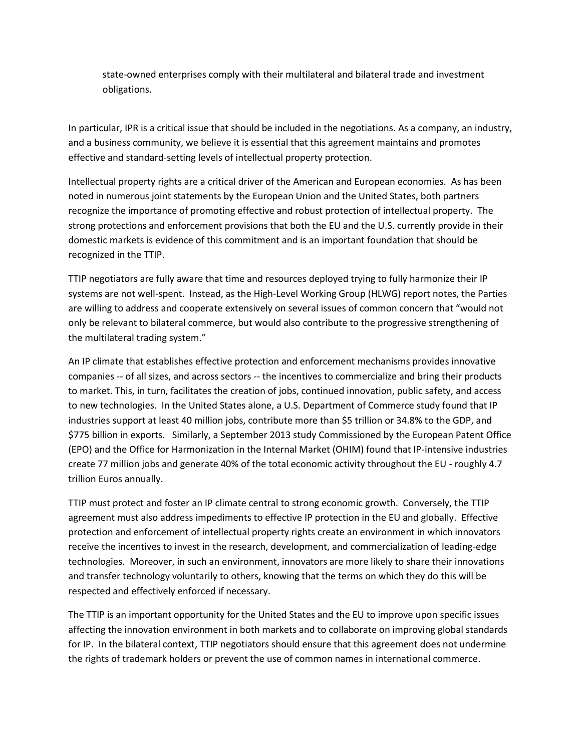state-owned enterprises comply with their multilateral and bilateral trade and investment obligations.

In particular, IPR is a critical issue that should be included in the negotiations. As a company, an industry, and a business community, we believe it is essential that this agreement maintains and promotes effective and standard-setting levels of intellectual property protection.

Intellectual property rights are a critical driver of the American and European economies. As has been noted in numerous joint statements by the European Union and the United States, both partners recognize the importance of promoting effective and robust protection of intellectual property. The strong protections and enforcement provisions that both the EU and the U.S. currently provide in their domestic markets is evidence of this commitment and is an important foundation that should be recognized in the TTIP.

TTIP negotiators are fully aware that time and resources deployed trying to fully harmonize their IP systems are not well-spent. Instead, as the High-Level Working Group (HLWG) report notes, the Parties are willing to address and cooperate extensively on several issues of common concern that "would not only be relevant to bilateral commerce, but would also contribute to the progressive strengthening of the multilateral trading system."

An IP climate that establishes effective protection and enforcement mechanisms provides innovative companies -- of all sizes, and across sectors -- the incentives to commercialize and bring their products to market. This, in turn, facilitates the creation of jobs, continued innovation, public safety, and access to new technologies. In the United States alone, a U.S. Department of Commerce study found that IP industries support at least 40 million jobs, contribute more than $5 trillion or 34.8% to the GDP, and $775 billion in exports. Similarly, a September 2013 study Commissioned by the European Patent Office (EPO) and the Office for Harmonization in the Internal Market (OHIM) found that IP-intensive industries create 77 million jobs and generate 40% of the total economic activity throughout the EU - roughly 4.7 trillion Euros annually.

TTIP must protect and foster an IP climate central to strong economic growth. Conversely, the TTIP agreement must also address impediments to effective IP protection in the EU and globally. Effective protection and enforcement of intellectual property rights create an environment in which innovators receive the incentives to invest in the research, development, and commercialization of leading-edge technologies. Moreover, in such an environment, innovators are more likely to share their innovations and transfer technology voluntarily to others, knowing that the terms on which they do this will be respected and effectively enforced if necessary.

The TTIP is an important opportunity for the United States and the EU to improve upon specific issues affecting the innovation environment in both markets and to collaborate on improving global standards for IP. In the bilateral context, TTIP negotiators should ensure that this agreement does not undermine the rights of trademark holders or prevent the use of common names in international commerce.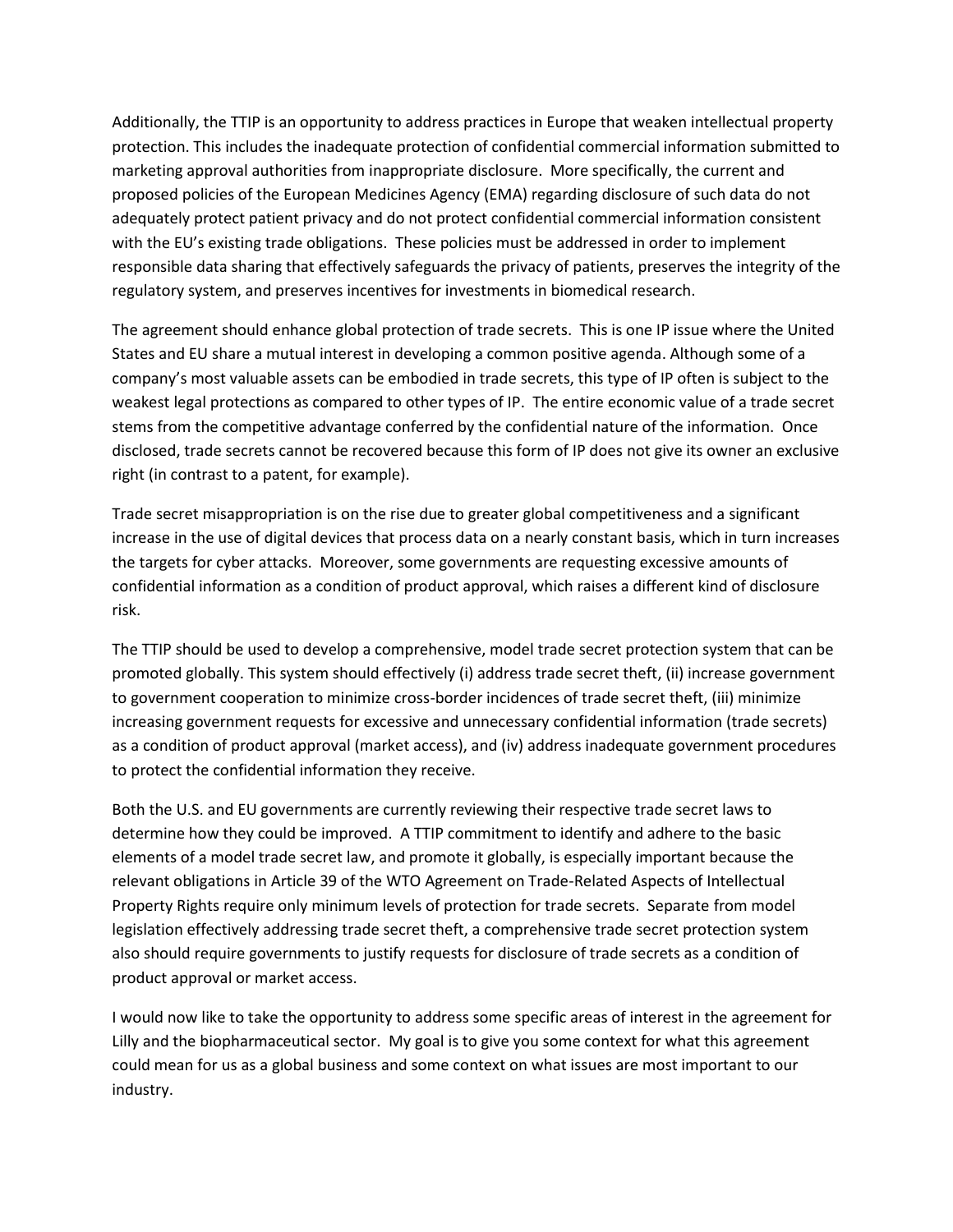Additionally, the TTIP is an opportunity to address practices in Europe that weaken intellectual property protection. This includes the inadequate protection of confidential commercial information submitted to marketing approval authorities from inappropriate disclosure. More specifically, the current and proposed policies of the European Medicines Agency (EMA) regarding disclosure of such data do not adequately protect patient privacy and do not protect confidential commercial information consistent with the EU's existing trade obligations. These policies must be addressed in order to implement responsible data sharing that effectively safeguards the privacy of patients, preserves the integrity of the regulatory system, and preserves incentives for investments in biomedical research.

The agreement should enhance global protection of trade secrets. This is one IP issue where the United States and EU share a mutual interest in developing a common positive agenda. Although some of a company's most valuable assets can be embodied in trade secrets, this type of IP often is subject to the weakest legal protections as compared to other types of IP. The entire economic value of a trade secret stems from the competitive advantage conferred by the confidential nature of the information. Once disclosed, trade secrets cannot be recovered because this form of IP does not give its owner an exclusive right (in contrast to a patent, for example).

Trade secret misappropriation is on the rise due to greater global competitiveness and a significant increase in the use of digital devices that process data on a nearly constant basis, which in turn increases the targets for cyber attacks. Moreover, some governments are requesting excessive amounts of confidential information as a condition of product approval, which raises a different kind of disclosure risk.

The TTIP should be used to develop a comprehensive, model trade secret protection system that can be promoted globally. This system should effectively (i) address trade secret theft, (ii) increase government to government cooperation to minimize cross-border incidences of trade secret theft, (iii) minimize increasing government requests for excessive and unnecessary confidential information (trade secrets) as a condition of product approval (market access), and (iv) address inadequate government procedures to protect the confidential information they receive.

Both the U.S. and EU governments are currently reviewing their respective trade secret laws to determine how they could be improved. A TTIP commitment to identify and adhere to the basic elements of a model trade secret law, and promote it globally, is especially important because the relevant obligations in Article 39 of the WTO Agreement on Trade-Related Aspects of Intellectual Property Rights require only minimum levels of protection for trade secrets. Separate from model legislation effectively addressing trade secret theft, a comprehensive trade secret protection system also should require governments to justify requests for disclosure of trade secrets as a condition of product approval or market access.

I would now like to take the opportunity to address some specific areas of interest in the agreement for Lilly and the biopharmaceutical sector. My goal is to give you some context for what this agreement could mean for us as a global business and some context on what issues are most important to our industry.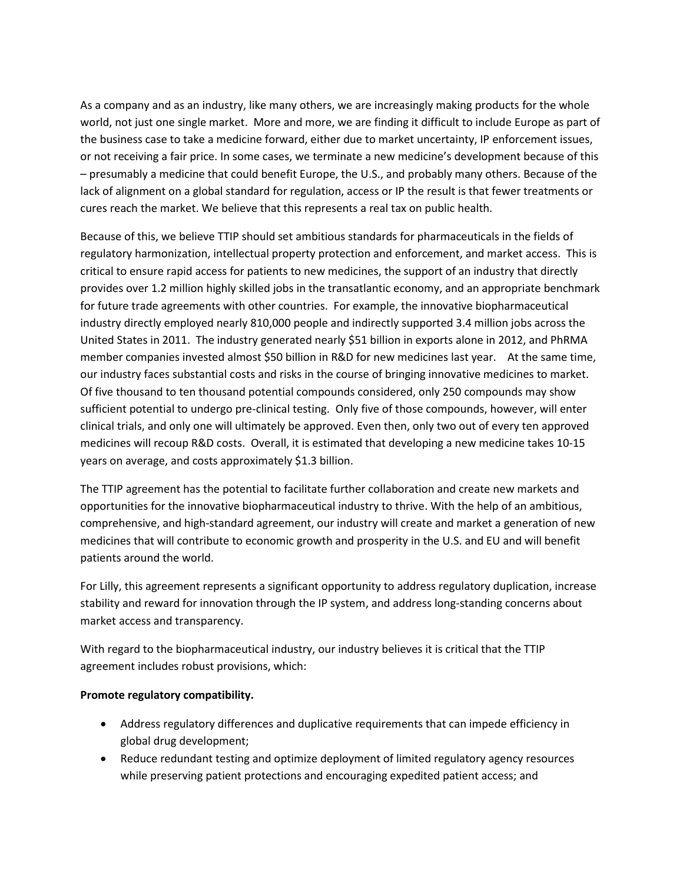As a company and as an industry, like many others, we are increasingly making products for the whole world, not just one single market. More and more, we are finding it difficult to include Europe as part of the business case to take a medicine forward, either due to market uncertainty, IP enforcement issues, or not receiving a fair price. In some cases, we terminate a new medicine's development because of this – presumably a medicine that could benefit Europe, the U.S., and probably many others. Because of the lack of alignment on a global standard for regulation, access or IP the result is that fewer treatments or cures reach the market. We believe that this represents a real tax on public health.

Because of this, we believe TTIP should set ambitious standards for pharmaceuticals in the fields of regulatory harmonization, intellectual property protection and enforcement, and market access. This is critical to ensure rapid access for patients to new medicines, the support of an industry that directly provides over 1.2 million highly skilled jobs in the transatlantic economy, and an appropriate benchmark for future trade agreements with other countries. For example, the innovative biopharmaceutical industry directly employed nearly 810,000 people and indirectly supported 3.4 million jobs across the United States in 2011. The industry generated nearly $51 billion in exports alone in 2012, and PhRMA member companies invested almost $50 billion in R&D for new medicines last year. At the same time, our industry faces substantial costs and risks in the course of bringing innovative medicines to market. Of five thousand to ten thousand potential compounds considered, only 250 compounds may show sufficient potential to undergo pre-clinical testing. Only five of those compounds, however, will enter clinical trials, and only one will ultimately be approved. Even then, only two out of every ten approved medicines will recoup R&D costs. Overall, it is estimated that developing a new medicine takes 10-15 years on average, and costs approximately $1.3 billion.

The TTIP agreement has the potential to facilitate further collaboration and create new markets and opportunities for the innovative biopharmaceutical industry to thrive. With the help of an ambitious, comprehensive, and high-standard agreement, our industry will create and market a generation of new medicines that will contribute to economic growth and prosperity in the U.S. and EU and will benefit patients around the world.

For Lilly, this agreement represents a significant opportunity to address regulatory duplication, increase stability and reward for innovation through the IP system, and address long-standing concerns about market access and transparency.

With regard to the biopharmaceutical industry, our industry believes it is critical that the TTIP agreement includes robust provisions, which:

**Promote regulatory compatibility.**

- Address regulatory differences and duplicative requirements that can impede efficiency in global drug development;
- Reduce redundant testing and optimize deployment of limited regulatory agency resources while preserving patient protections and encouraging expedited patient access; and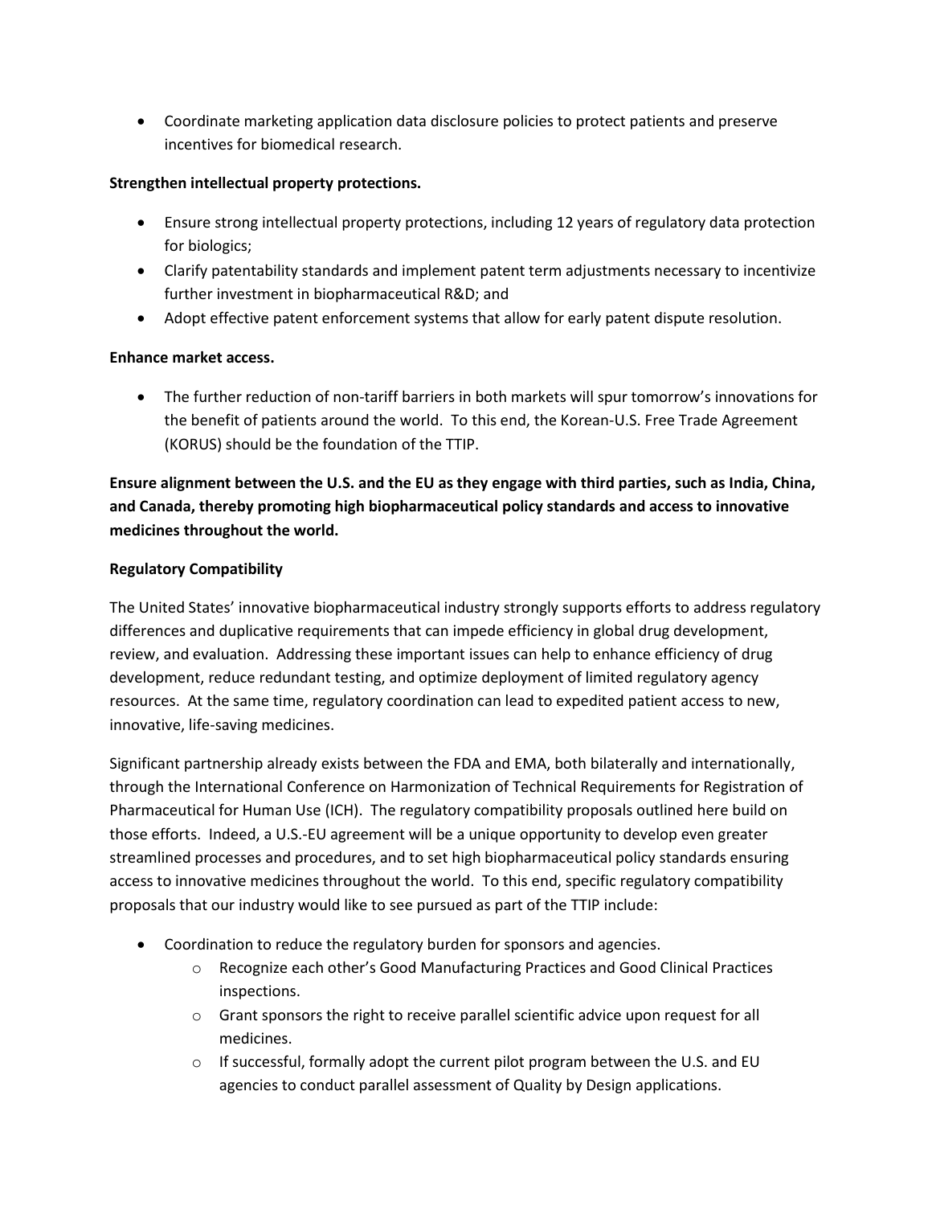- Coordinate marketing application data disclosure policies to protect patients and preserve incentives for biomedical research.

**Strengthen intellectual property protections.**

- Ensure strong intellectual property protections, including 12 years of regulatory data protection for biologics;
- Clarify patentability standards and implement patent term adjustments necessary to incentivize further investment in biopharmaceutical R&D; and
- Adopt effective patent enforcement systems that allow for early patent dispute resolution.

**Enhance market access.**

- The further reduction of non-tariff barriers in both markets will spur tomorrow's innovations for the benefit of patients around the world. To this end, the Korean-U.S. Free Trade Agreement (KORUS) should be the foundation of the TTIP.

**Ensure alignment between the U.S. and the EU as they engage with third parties, such as India, China, and Canada, thereby promoting high biopharmaceutical policy standards and access to innovative medicines throughout the world.**

**Regulatory Compatibility**

The United States' innovative biopharmaceutical industry strongly supports efforts to address regulatory differences and duplicative requirements that can impede efficiency in global drug development, review, and evaluation. Addressing these important issues can help to enhance efficiency of drug development, reduce redundant testing, and optimize deployment of limited regulatory agency resources. At the same time, regulatory coordination can lead to expedited patient access to new, innovative, life-saving medicines.

Significant partnership already exists between the FDA and EMA, both bilaterally and internationally, through the International Conference on Harmonization of Technical Requirements for Registration of Pharmaceutical for Human Use (ICH). The regulatory compatibility proposals outlined here build on those efforts. Indeed, a U.S.-EU agreement will be a unique opportunity to develop even greater streamlined processes and procedures, and to set high biopharmaceutical policy standards ensuring access to innovative medicines throughout the world. To this end, specific regulatory compatibility proposals that our industry would like to see pursued as part of the TTIP include:

- Coordination to reduce the regulatory burden for sponsors and agencies.
  - Recognize each other's Good Manufacturing Practices and Good Clinical Practices inspections.
  - Grant sponsors the right to receive parallel scientific advice upon request for all medicines.
  - If successful, formally adopt the current pilot program between the U.S. and EU agencies to conduct parallel assessment of Quality by Design applications.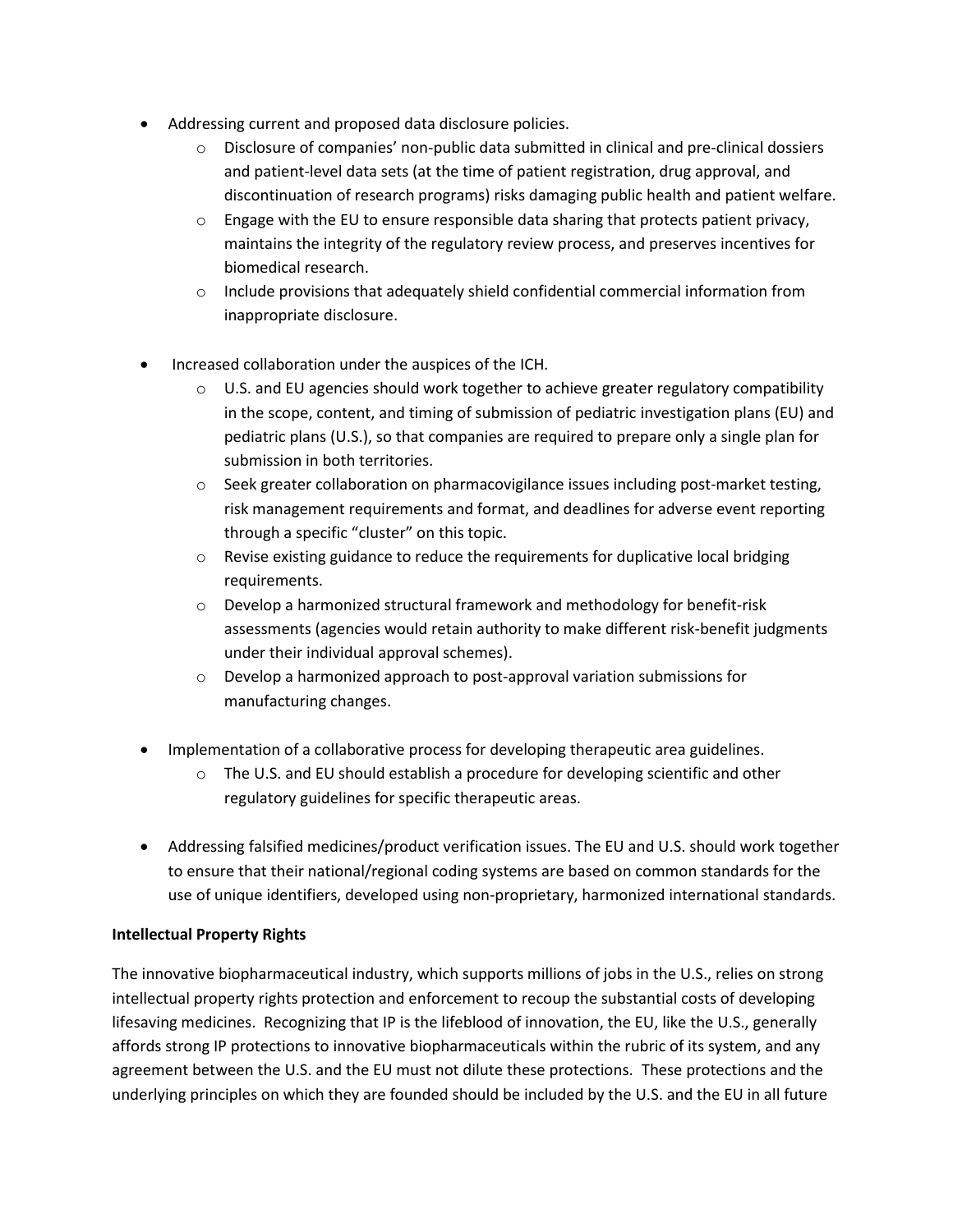- Addressing current and proposed data disclosure policies.
    - Disclosure of companies' non-public data submitted in clinical and pre-clinical dossiers and patient-level data sets (at the time of patient registration, drug approval, and discontinuation of research programs) risks damaging public health and patient welfare.
    - Engage with the EU to ensure responsible data sharing that protects patient privacy, maintains the integrity of the regulatory review process, and preserves incentives for biomedical research.
    - Include provisions that adequately shield confidential commercial information from inappropriate disclosure.

- Increased collaboration under the auspices of the ICH.
    - U.S. and EU agencies should work together to achieve greater regulatory compatibility in the scope, content, and timing of submission of pediatric investigation plans (EU) and pediatric plans (U.S.), so that companies are required to prepare only a single plan for submission in both territories.
    - Seek greater collaboration on pharmacovigilance issues including post-market testing, risk management requirements and format, and deadlines for adverse event reporting through a specific "cluster" on this topic.
    - Revise existing guidance to reduce the requirements for duplicative local bridging requirements.
    - Develop a harmonized structural framework and methodology for benefit-risk assessments (agencies would retain authority to make different risk-benefit judgments under their individual approval schemes).
    - Develop a harmonized approach to post-approval variation submissions for manufacturing changes.

- Implementation of a collaborative process for developing therapeutic area guidelines.
    - The U.S. and EU should establish a procedure for developing scientific and other regulatory guidelines for specific therapeutic areas.

- Addressing falsified medicines/product verification issues. The EU and U.S. should work together to ensure that their national/regional coding systems are based on common standards for the use of unique identifiers, developed using non-proprietary, harmonized international standards.

**Intellectual Property Rights**

The innovative biopharmaceutical industry, which supports millions of jobs in the U.S., relies on strong intellectual property rights protection and enforcement to recoup the substantial costs of developing lifesaving medicines. Recognizing that IP is the lifeblood of innovation, the EU, like the U.S., generally affords strong IP protections to innovative biopharmaceuticals within the rubric of its system, and any agreement between the U.S. and the EU must not dilute these protections. These protections and the underlying principles on which they are founded should be included by the U.S. and the EU in all future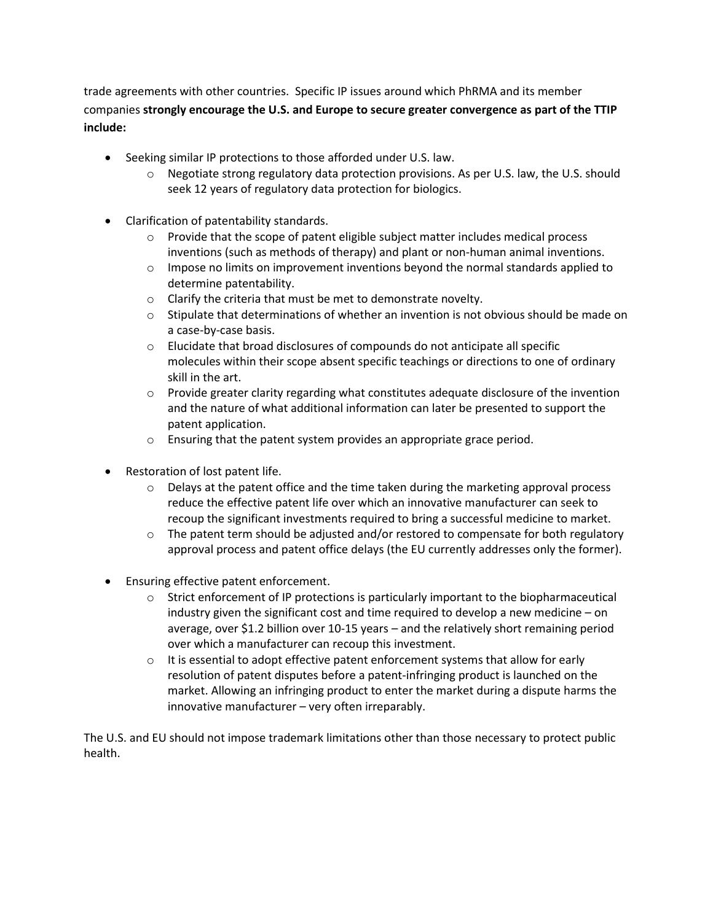trade agreements with other countries. Specific IP issues around which PhRMA and its member companies **strongly encourage the U.S. and Europe to secure greater convergence as part of the TTIP include:**

- Seeking similar IP protections to those afforded under U.S. law.
  - Negotiate strong regulatory data protection provisions. As per U.S. law, the U.S. should seek 12 years of regulatory data protection for biologics.

- Clarification of patentability standards.
  - Provide that the scope of patent eligible subject matter includes medical process inventions (such as methods of therapy) and plant or non-human animal inventions.
  - Impose no limits on improvement inventions beyond the normal standards applied to determine patentability.
  - Clarify the criteria that must be met to demonstrate novelty.
  - Stipulate that determinations of whether an invention is not obvious should be made on a case-by-case basis.
  - Elucidate that broad disclosures of compounds do not anticipate all specific molecules within their scope absent specific teachings or directions to one of ordinary skill in the art.
  - Provide greater clarity regarding what constitutes adequate disclosure of the invention and the nature of what additional information can later be presented to support the patent application.
  - Ensuring that the patent system provides an appropriate grace period.

- Restoration of lost patent life.
  - Delays at the patent office and the time taken during the marketing approval process reduce the effective patent life over which an innovative manufacturer can seek to recoup the significant investments required to bring a successful medicine to market.
  - The patent term should be adjusted and/or restored to compensate for both regulatory approval process and patent office delays (the EU currently addresses only the former).

- Ensuring effective patent enforcement.
  - Strict enforcement of IP protections is particularly important to the biopharmaceutical industry given the significant cost and time required to develop a new medicine – on average, over $1.2 billion over 10-15 years – and the relatively short remaining period over which a manufacturer can recoup this investment.
  - It is essential to adopt effective patent enforcement systems that allow for early resolution of patent disputes before a patent-infringing product is launched on the market. Allowing an infringing product to enter the market during a dispute harms the innovative manufacturer – very often irreparably.

The U.S. and EU should not impose trademark limitations other than those necessary to protect public health.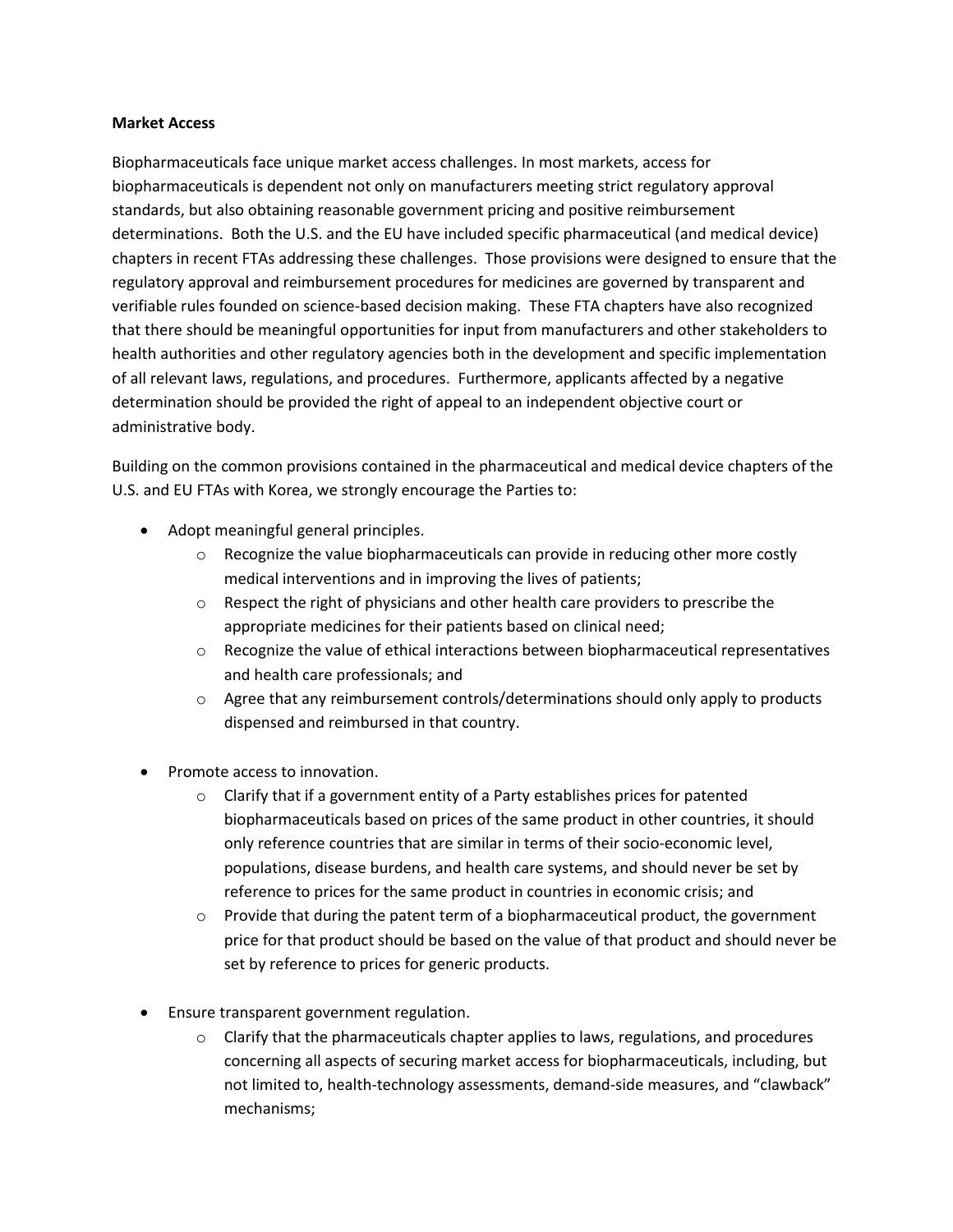**Market Access**

Biopharmaceuticals face unique market access challenges. In most markets, access for biopharmaceuticals is dependent not only on manufacturers meeting strict regulatory approval standards, but also obtaining reasonable government pricing and positive reimbursement determinations. Both the U.S. and the EU have included specific pharmaceutical (and medical device) chapters in recent FTAs addressing these challenges. Those provisions were designed to ensure that the regulatory approval and reimbursement procedures for medicines are governed by transparent and verifiable rules founded on science-based decision making. These FTA chapters have also recognized that there should be meaningful opportunities for input from manufacturers and other stakeholders to health authorities and other regulatory agencies both in the development and specific implementation of all relevant laws, regulations, and procedures. Furthermore, applicants affected by a negative determination should be provided the right of appeal to an independent objective court or administrative body.

Building on the common provisions contained in the pharmaceutical and medical device chapters of the U.S. and EU FTAs with Korea, we strongly encourage the Parties to:

- Adopt meaningful general principles.
  - Recognize the value biopharmaceuticals can provide in reducing other more costly medical interventions and in improving the lives of patients;
  - Respect the right of physicians and other health care providers to prescribe the appropriate medicines for their patients based on clinical need;
  - Recognize the value of ethical interactions between biopharmaceutical representatives and health care professionals; and
  - Agree that any reimbursement controls/determinations should only apply to products dispensed and reimbursed in that country.

- Promote access to innovation.
  - Clarify that if a government entity of a Party establishes prices for patented biopharmaceuticals based on prices of the same product in other countries, it should only reference countries that are similar in terms of their socio-economic level, populations, disease burdens, and health care systems, and should never be set by reference to prices for the same product in countries in economic crisis; and
  - Provide that during the patent term of a biopharmaceutical product, the government price for that product should be based on the value of that product and should never be set by reference to prices for generic products.

- Ensure transparent government regulation.
  - Clarify that the pharmaceuticals chapter applies to laws, regulations, and procedures concerning all aspects of securing market access for biopharmaceuticals, including, but not limited to, health-technology assessments, demand-side measures, and "clawback" mechanisms;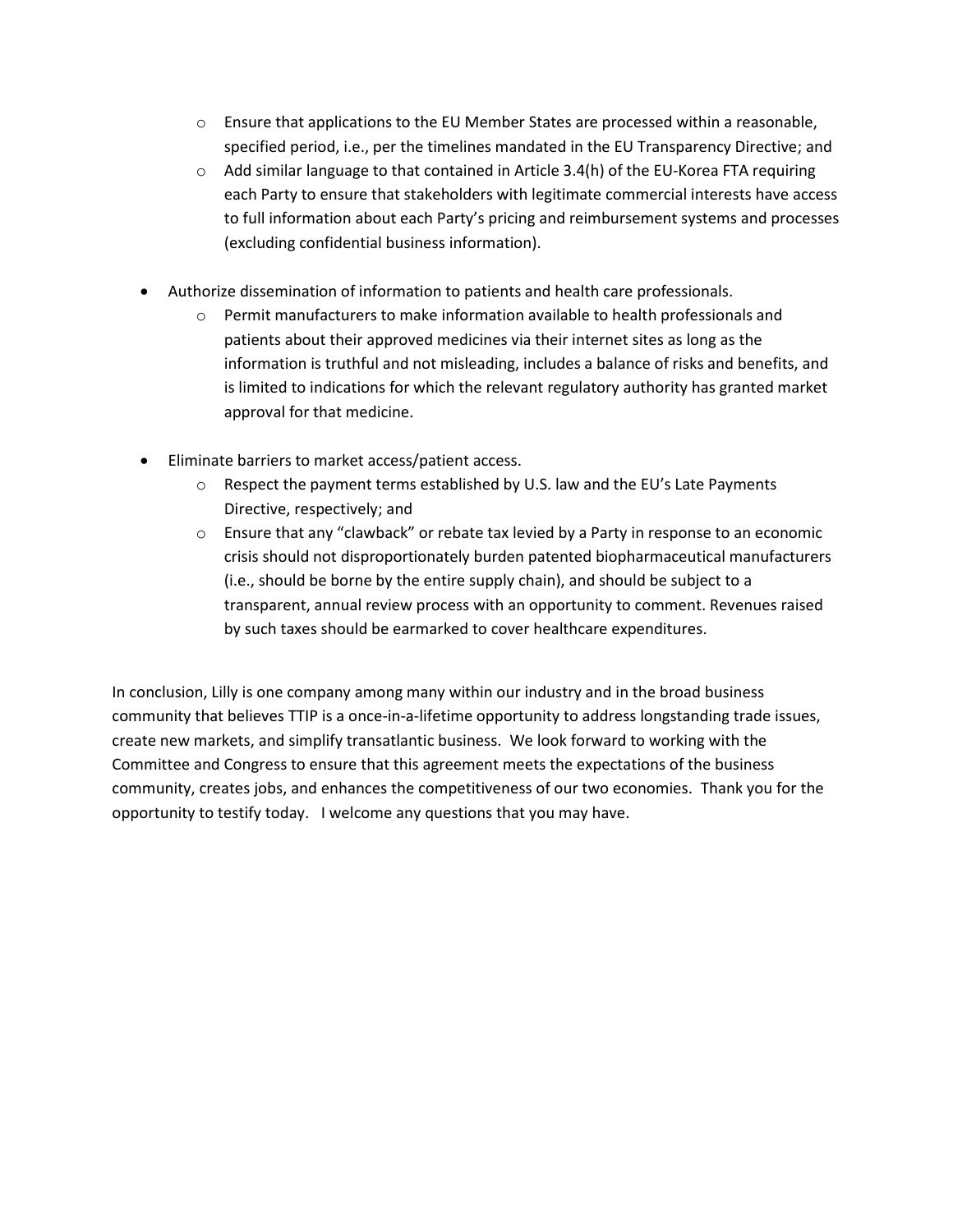- Ensure that applications to the EU Member States are processed within a reasonable, specified period, i.e., per the timelines mandated in the EU Transparency Directive; and
  - Add similar language to that contained in Article 3.4(h) of the EU-Korea FTA requiring each Party to ensure that stakeholders with legitimate commercial interests have access to full information about each Party's pricing and reimbursement systems and processes (excluding confidential business information).

- Authorize dissemination of information to patients and health care professionals.
  - Permit manufacturers to make information available to health professionals and patients about their approved medicines via their internet sites as long as the information is truthful and not misleading, includes a balance of risks and benefits, and is limited to indications for which the relevant regulatory authority has granted market approval for that medicine.

- Eliminate barriers to market access/patient access.
  - Respect the payment terms established by U.S. law and the EU's Late Payments Directive, respectively; and
  - Ensure that any "clawback" or rebate tax levied by a Party in response to an economic crisis should not disproportionately burden patented biopharmaceutical manufacturers (i.e., should be borne by the entire supply chain), and should be subject to a transparent, annual review process with an opportunity to comment. Revenues raised by such taxes should be earmarked to cover healthcare expenditures.

In conclusion, Lilly is one company among many within our industry and in the broad business community that believes TTIP is a once-in-a-lifetime opportunity to address longstanding trade issues, create new markets, and simplify transatlantic business. We look forward to working with the Committee and Congress to ensure that this agreement meets the expectations of the business community, creates jobs, and enhances the competitiveness of our two economies. Thank you for the opportunity to testify today. I welcome any questions that you may have.